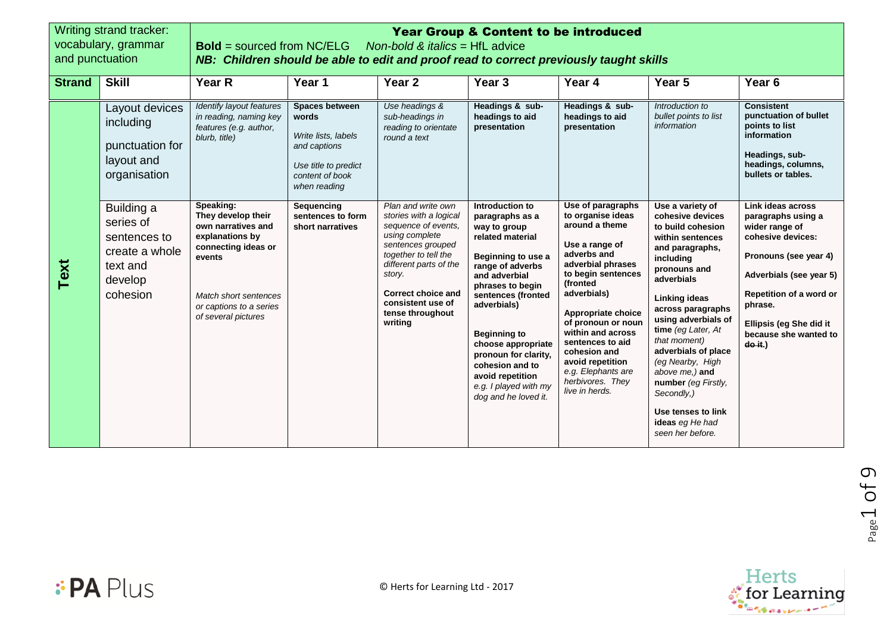| Writing strand tracker: vocabulary, grammar and punctuation | | **Year Group & Content to be introduced** **Bold** = sourced from NC/ELG *Non-bold & italics* = HfL advice ***NB: Children should be able to edit and proof read to correct previously taught skills*** | | | | | | |
|---|---|---|---|---|---|---|---|---|
| **Strand** | **Skill** | **Year R** | **Year 1** | **Year 2** | **Year 3** | **Year 4** | **Year 5** | **Year 6** |
| **Text** | Layout devices including punctuation for layout and organisation | *Identify layout features in reading, naming key features (e.g. author, blurb, title)* | **Spaces between words** *Write lists, labels and captions* *Use title to predict content of book when reading* | *Use headings & sub-headings in reading to orientate round a text* | **Headings & sub-headings to aid presentation** | **Headings & sub-headings to aid presentation** | *Introduction to bullet points to list information* | **Consistent punctuation of bullet points to list information** **Headings, sub-headings, columns, bullets or tables.** |
| | Building a series of sentences to create a whole text and develop cohesion | **Speaking: They develop their own narratives and explanations by connecting ideas or events** *Match short sentences or captions to a series of several pictures* | **Sequencing sentences to form short narratives** | *Plan and write own stories with a logical sequence of events, using complete sentences grouped together to tell the different parts of the story.* **Correct choice and consistent use of tense throughout writing** | **Introduction to paragraphs as a way to group related material** **Beginning to use a range of adverbs and adverbial phrases to begin sentences (fronted adverbials)** **Beginning to choose appropriate pronoun for clarity, cohesion and to avoid repetition** *e.g. I played with my dog and he loved it.* | **Use of paragraphs to organise ideas around a theme** **Use a range of adverbs and adverbial phrases to begin sentences (fronted adverbials)** **Appropriate choice of pronoun or noun within and across sentences to aid cohesion and avoid repetition** *e.g. Elephants are herbivores. They live in herds.* | **Use a variety of cohesive devices to build cohesion within sentences and paragraphs, including pronouns and adverbials** **Linking ideas across paragraphs using adverbials of time** *(eg Later, At that moment)* **adverbials of place** *(eg Nearby, High above me,)* **and number** *(eg Firstly, Secondly,)* **Use tenses to link ideas** *eg He had seen her before.* | **Link ideas across paragraphs using a wider range of cohesive devices:** **Pronouns (see year 4)** **Adverbials (see year 5)** **Repetition of a word or phrase.** **Ellipsis (eg She did it because she wanted to ~~do it~~.)** |

© Herts for Learning Ltd - 2017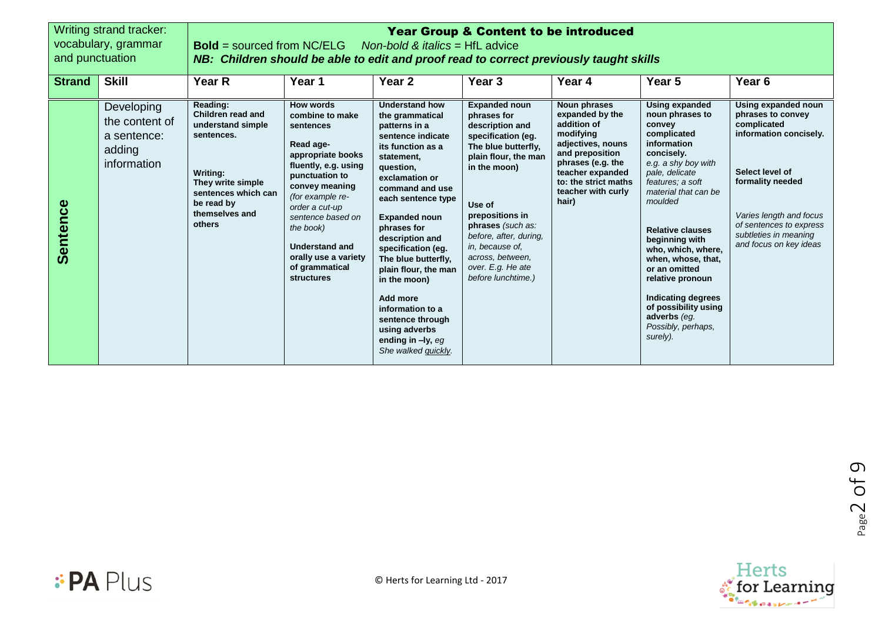| Writing strand tracker: vocabulary, grammar and punctuation | | **Year Group & Content to be introduced** **Bold** = sourced from NC/ELG *Non-bold & italics* = HfL advice ***NB: Children should be able to edit and proof read to correct previously taught skills*** | | | | | | |
|---|---|---|---|---|---|---|---|---|
| **Strand** | **Skill** | **Year R** | **Year 1** | **Year 2** | **Year 3** | **Year 4** | **Year 5** | **Year 6** |
| **Sentence** | Developing the content of a sentence: adding information | **Reading: Children read and understand simple sentences.** **Writing: They write simple sentences which can be read by themselves and others** | **How words combine to make sentences** **Read age-appropriate books fluently, e.g. using punctuation to convey meaning** *(for example re-order a cut-up sentence based on the book)* **Understand and orally use a variety of grammatical structures** | **Understand how the grammatical patterns in a sentence indicate its function as a statement, question, exclamation or command and use each sentence type** **Expanded noun phrases for description and specification (eg. The blue butterfly, plain flour, the man in the moon)** **Add more information to a sentence through using adverbs ending in –ly,** *eg She walked quickly.* | **Expanded noun phrases for description and specification (eg. The blue butterfly, plain flour, the man in the moon)** **Use of prepositions in phrases** *(such as: before, after, during, in, because of, across, between, over. E.g. He ate before lunchtime.)* | **Noun phrases expanded by the addition of modifying adjectives, nouns and preposition phrases (e.g. the teacher expanded to: the strict maths teacher with curly hair)** | **Using expanded noun phrases to convey complicated information concisely.** *e.g. a shy boy with pale, delicate features; a soft material that can be moulded* **Relative clauses beginning with who, which, where, when, whose, that, or an omitted relative pronoun** **Indicating degrees of possibility using adverbs** *(eg. Possibly, perhaps, surely).* | **Using expanded noun phrases to convey complicated information concisely.** **Select level of formality needed** *Varies length and focus of sentences to express subtleties in meaning and focus on key ideas* |

© Herts for Learning Ltd - 2017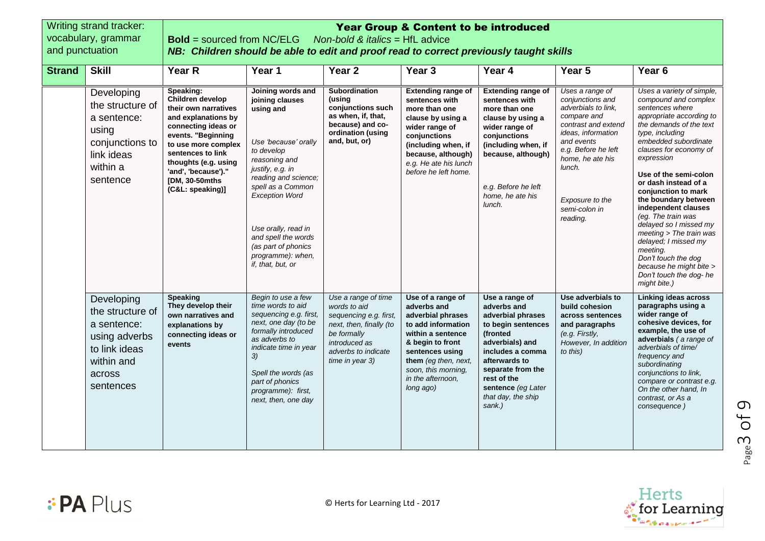| Writing strand tracker: vocabulary, grammar and punctuation | | **Year Group & Content to be introduced**<br>**Bold** = sourced from NC/ELG *Non-bold & italics* = HfL advice<br>***NB: Children should be able to edit and proof read to correct previously taught skills*** | | | | | | |
|---|---|---|---|---|---|---|---|---|
| **Strand** | **Skill** | **Year R** | **Year 1** | **Year 2** | **Year 3** | **Year 4** | **Year 5** | **Year 6** |
| | Developing the structure of a sentence: using conjunctions to link ideas within a sentence | **Speaking: Children develop their own narratives and explanations by connecting ideas or events. "Beginning to use more complex sentences to link thoughts (e.g. using 'and', 'because')." [DM, 30-50mths (C&L: speaking)]** | **Joining words and joining clauses using and**<br><br>*Use 'because' orally to develop reasoning and justify, e.g. in reading and science; spell as a Common Exception Word*<br><br>*Use orally, read in and spell the words (as part of phonics programme): when, if, that, but, or* | **Subordination (using conjunctions such as when, if, that, because) and co-ordination (using and, but, or)** | **Extending range of sentences with more than one clause by using a wider range of conjunctions (including when, if because, although)** *e.g. He ate his lunch before he left home.* | **Extending range of sentences with more than one clause by using a wider range of conjunctions (including when, if because, although)**<br><br>*e.g. Before he left home, he ate his lunch.* | *Uses a range of conjunctions and adverbials to link, compare and contrast and extend ideas, information and events e.g. Before he left home, he ate his lunch.*<br><br>*Exposure to the semi-colon in reading.* | *Uses a variety of simple, compound and complex sentences where appropriate according to the demands of the text type, including embedded subordinate clauses for economy of expression*<br><br>**Use of the semi-colon or dash instead of a conjunction to mark the boundary between independent clauses** *(eg. The train was delayed so I missed my meeting > The train was delayed; I missed my meeting. Don't touch the dog because he might bite > Don't touch the dog- he might bite.)* |
| | Developing the structure of a sentence: using adverbs to link ideas within and across sentences | **Speaking They develop their own narratives and explanations by connecting ideas or events** | *Begin to use a few time words to aid sequencing e.g. first, next, one day (to be formally introduced as adverbs to indicate time in year 3)*<br><br>*Spell the words (as part of phonics programme): first, next, then, one day* | *Use a range of time words to aid sequencing e.g. first, next, then, finally (to be formally introduced as adverbs to indicate time in year 3)* | **Use of a range of adverbs and adverbial phrases to add information within a sentence & begin to front sentences using them** *(eg then, next, soon, this morning, in the afternoon, long ago)* | **Use a range of adverbs and adverbial phrases to begin sentences (fronted adverbials) and includes a comma afterwards to separate from the rest of the sentence** *(eg Later that day, the ship sank.)* | **Use adverbials to build cohesion across sentences and paragraphs** *(e.g. Firstly, However, In addition to this)* | **Linking ideas across paragraphs using a wider range of cohesive devices, for example, the use of adverbials** *( a range of adverbials of time/ frequency and subordinating conjunctions to link, compare or contrast e.g. On the other hand, In contrast, or As a consequence )* |

© Herts for Learning Ltd - 2017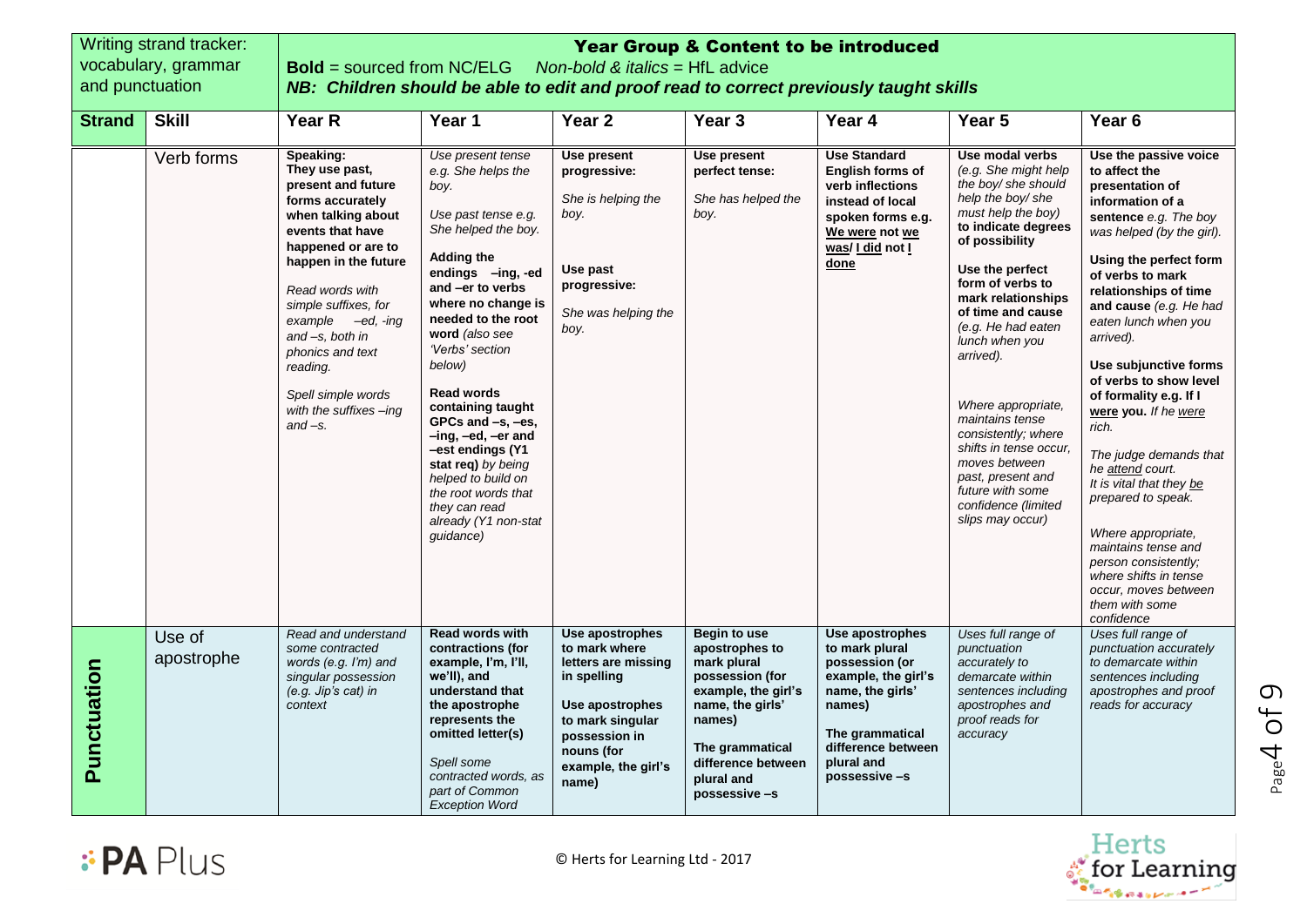| Writing strand tracker: vocabulary, grammar and punctuation | | **Year Group & Content to be introduced** **Bold** = sourced from NC/ELG *Non-bold & italics* = HfL advice ***NB: Children should be able to edit and proof read to correct previously taught skills*** | | | | | | |
|---|---|---|---|---|---|---|---|---|
| **Strand** | **Skill** | **Year R** | **Year 1** | **Year 2** | **Year 3** | **Year 4** | **Year 5** | **Year 6** |
| | Verb forms | **Speaking: They use past, present and future forms accurately when talking about events that have happened or are to happen in the future** *Read words with simple suffixes, for example –ed, -ing and –s, both in phonics and text reading.* *Spell simple words with the suffixes –ing and –s.* | *Use present tense e.g. She helps the boy.* *Use past tense e.g. She helped the boy.* **Adding the endings –ing, -ed and –er to verbs where no change is needed to the root word** *(also see 'Verbs' section below)* **Read words containing taught GPCs and –s, –es, –ing, –ed, –er and –est endings (Y1 stat req)** *by being helped to build on the root words that they can read already (Y1 non-stat guidance)* | **Use present progressive:** *She is helping the boy.* **Use past progressive:** *She was helping the boy.* | **Use present perfect tense:** *She has helped the boy.* | **Use Standard English forms of verb inflections instead of local spoken forms e.g. We were not we was/ I did not I done** | **Use modal verbs** *(e.g. She might help the boy/ she should help the boy/ she must help the boy)* **to indicate degrees of possibility** **Use the perfect form of verbs to mark relationships of time and cause** *(e.g. He had eaten lunch when you arrived).* *Where appropriate, maintains tense consistently; where shifts in tense occur, moves between past, present and future with some confidence (limited slips may occur)* | **Use the passive voice to affect the presentation of information of a sentence** *e.g. The boy was helped (by the girl).* **Using the perfect form of verbs to mark relationships of time and cause** *(e.g. He had eaten lunch when you arrived).* **Use subjunctive forms of verbs to show level of formality e.g. If I were you.** *If he were rich.* *The judge demands that he attend court.* *It is vital that they be prepared to speak.* *Where appropriate, maintains tense and person consistently; where shifts in tense occur, moves between them with some confidence* |
| **Punctuation** | Use of apostrophe | *Read and understand some contracted words (e.g. I'm) and singular possession (e.g. Jip's cat) in context* | **Read words with contractions (for example, I'm, I'll, we'll), and understand that the apostrophe represents the omitted letter(s)** *Spell some contracted words, as part of Common Exception Word* | **Use apostrophes to mark where letters are missing in spelling** **Use apostrophes to mark singular possession in nouns (for example, the girl's name)** | **Begin to use apostrophes to mark plural possession (for example, the girl's name, the girls' names)** **The grammatical difference between plural and possessive –s** | **Use apostrophes to mark plural possession (or example, the girl's name, the girls' names)** **The grammatical difference between plural and possessive –s** | *Uses full range of punctuation accurately to demarcate within sentences including apostrophes and proof reads for accuracy* | *Uses full range of punctuation accurately to demarcate within sentences including apostrophes and proof reads for accuracy* |

© Herts for Learning Ltd - 2017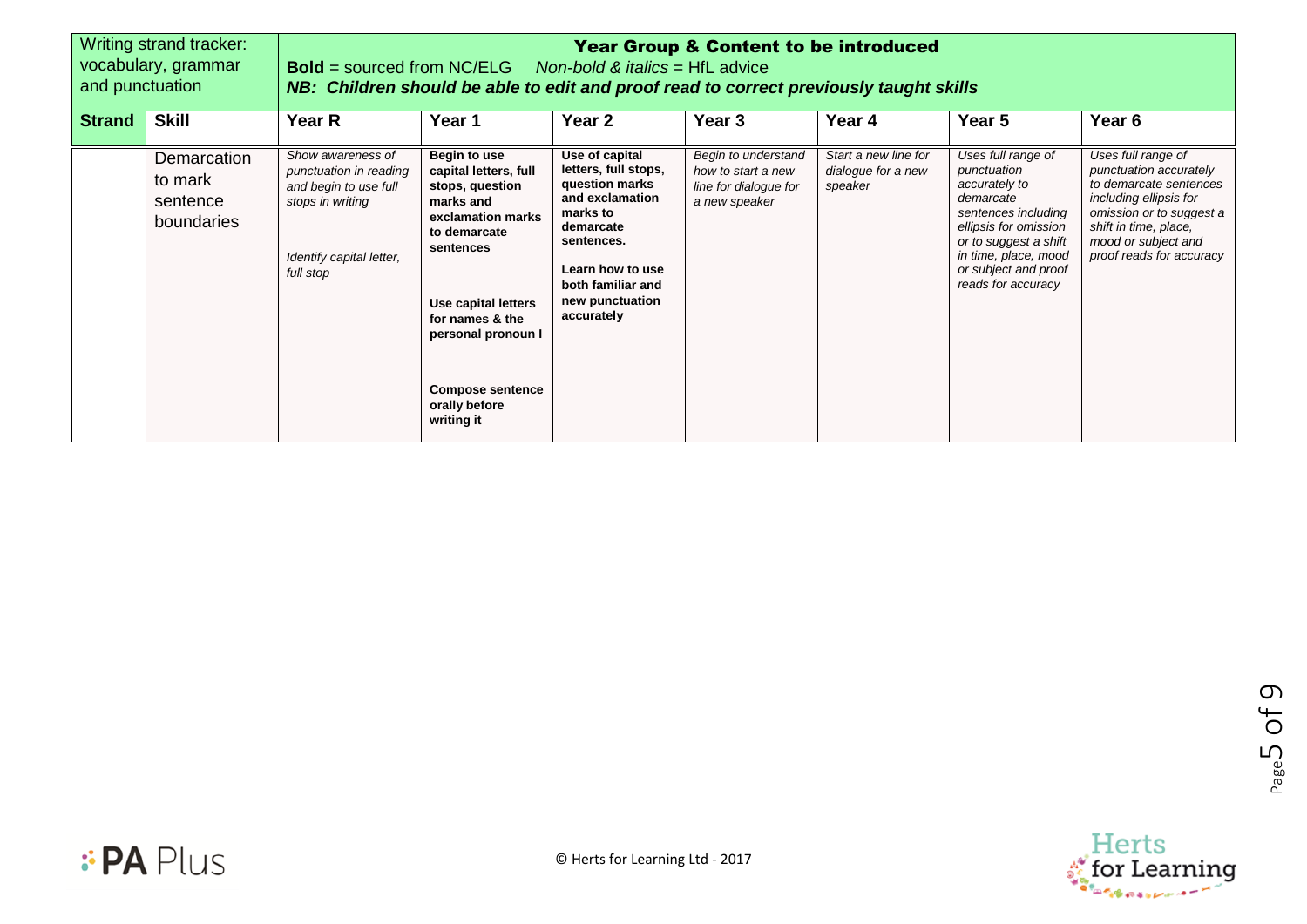| Writing strand tracker: vocabulary, grammar and punctuation | | **Year Group & Content to be introduced**<br>**Bold** = sourced from NC/ELG *Non-bold & italics* = HfL advice<br>***NB: Children should be able to edit and proof read to correct previously taught skills*** | | | | | | |
|---|---|---|---|---|---|---|---|---|
| **Strand** | **Skill** | **Year R** | **Year 1** | **Year 2** | **Year 3** | **Year 4** | **Year 5** | **Year 6** |
| | Demarcation to mark sentence boundaries | *Show awareness of punctuation in reading and begin to use full stops in writing*<br><br>*Identify capital letter, full stop* | **Begin to use capital letters, full stops, question marks and exclamation marks to demarcate sentences**<br><br>**Use capital letters for names & the personal pronoun I**<br><br>**Compose sentence orally before writing it** | **Use of capital letters, full stops, question marks and exclamation marks to demarcate sentences.**<br><br>**Learn how to use both familiar and new punctuation accurately** | *Begin to understand how to start a new line for dialogue for a new speaker* | *Start a new line for dialogue for a new speaker* | *Uses full range of punctuation accurately to demarcate sentences including ellipsis for omission or to suggest a shift in time, place, mood or subject and proof reads for accuracy* | *Uses full range of punctuation accurately to demarcate sentences including ellipsis for omission or to suggest a shift in time, place, mood or subject and proof reads for accuracy* |

PA Plus

© Herts for Learning Ltd - 2017

Herts for Learning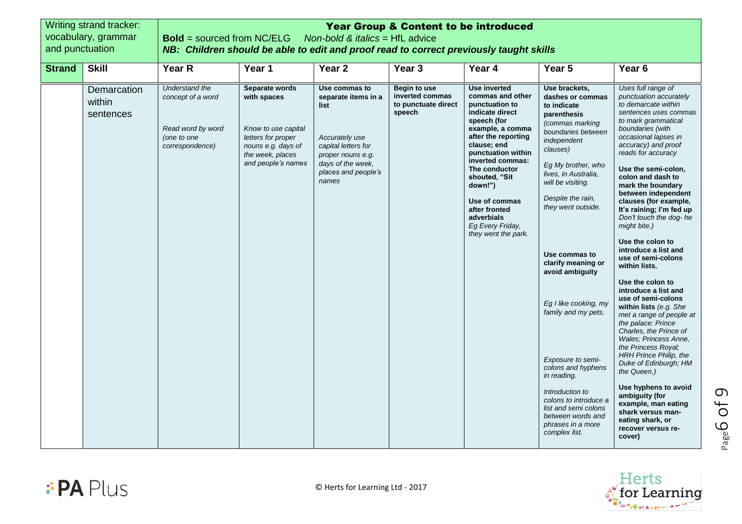| Writing strand tracker: vocabulary, grammar and punctuation | | **Year Group & Content to be introduced** **Bold** = sourced from NC/ELG *Non-bold & italics* = HfL advice ***NB: Children should be able to edit and proof read to correct previously taught skills*** | | | | | | |
|---|---|---|---|---|---|---|---|---|
| **Strand** | **Skill** | **Year R** | **Year 1** | **Year 2** | **Year 3** | **Year 4** | **Year 5** | **Year 6** |
| | Demarcation within sentences | *Understand the concept of a word*<br><br>*Read word by word (one to one correspondence)* | **Separate words with spaces**<br><br>*Know to use capital letters for proper nouns e.g. days of the week, places and people's names* | **Use commas to separate items in a list**<br><br>*Accurately use capital letters for proper nouns e.g. days of the week, places and people's names* | **Begin to use inverted commas to punctuate direct speech** | **Use inverted commas and other punctuation to indicate direct speech (for example, a comma after the reporting clause; end punctuation within inverted commas: The conductor shouted, "Sit down!")**<br><br>**Use of commas after fronted adverbials**<br>*Eg Every Friday, they went the park.* | **Use brackets, dashes or commas to indicate parenthesis**<br>*(commas marking boundaries between independent clauses)*<br><br>*Eg My brother, who lives, in Australia, will be visiting.*<br><br>*Despite the rain, they went outside.*<br><br>**Use commas to clarify meaning or avoid ambiguity**<br><br>*Eg I like cooking, my family and my pets.*<br><br>*Exposure to semi-colons and hyphens in reading.*<br><br>*Introduction to colons to introduce a list and semi colons between words and phrases in a more complex list.* | *Uses full range of punctuation accurately to demarcate within sentences uses commas to mark grammatical boundaries (with occasional lapses in accuracy) and proof reads for accuracy*<br><br>**Use the semi-colon, colon and dash to mark the boundary between independent clauses (for example, It's raining; I'm fed up** *Don't touch the dog- he might bite.)*<br><br>**Use the colon to introduce a list and use of semi-colons within lists.**<br><br>**Use the colon to introduce a list and use of semi-colons within lists** *(e.g. She met a range of people at the palace: Prince Charles, the Prince of Wales; Princess Anne, the Princess Royal; HRH Prince Philip, the Duke of Edinburgh; HM the Queen.)*<br><br>**Use hyphens to avoid ambiguity (for example, man eating shark versus man-eating shark, or recover versus re-cover)** |

PA Plus

© Herts for Learning Ltd - 2017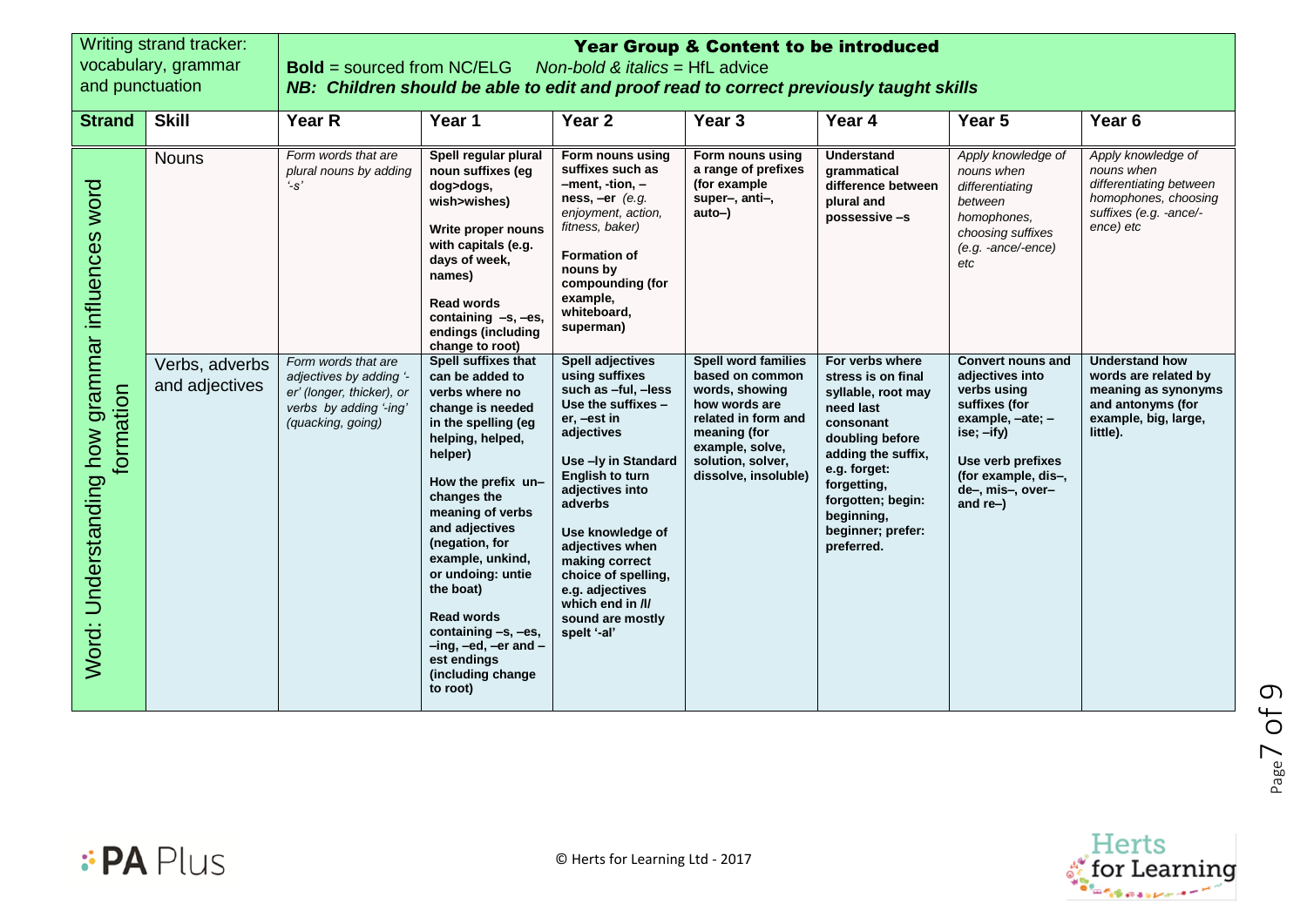| Writing strand tracker: vocabulary, grammar and punctuation | | **Year Group & Content to be introduced** **Bold** = sourced from NC/ELG *Non-bold & italics* = HfL advice ***NB: Children should be able to edit and proof read to correct previously taught skills*** | | | | | | |
|---|---|---|---|---|---|---|---|---|
| **Strand** | **Skill** | **Year R** | **Year 1** | **Year 2** | **Year 3** | **Year 4** | **Year 5** | **Year 6** |
| Word: Understanding how grammar influences word formation | Nouns | *Form words that are plural nouns by adding '-s'* | **Spell regular plural noun suffixes (eg dog>dogs, wish>wishes)** **Write proper nouns with capitals (e.g. days of week, names)** **Read words containing –s, –es, endings (including change to root)** | **Form nouns using suffixes such as –ment, -tion, –ness, –er** *(e.g. enjoyment, action, fitness, baker)* **Formation of nouns by compounding (for example, whiteboard, superman)** | **Form nouns using a range of prefixes (for example super–, anti–, auto–)** | **Understand grammatical difference between plural and possessive –s** | *Apply knowledge of nouns when differentiating between homophones, choosing suffixes (e.g. -ance/-ence) etc* | *Apply knowledge of nouns when differentiating between homophones, choosing suffixes (e.g. -ance/-ence) etc* |
| | Verbs, adverbs and adjectives | *Form words that are adjectives by adding '-er' (longer, thicker), or verbs by adding '-ing' (quacking, going)* | **Spell suffixes that can be added to verbs where no change is needed in the spelling (eg helping, helped, helper)** **How the prefix un– changes the meaning of verbs and adjectives (negation, for example, unkind, or undoing: untie the boat)** **Read words containing –s, –es, –ing, –ed, –er and –est endings (including change to root)** | **Spell adjectives using suffixes such as –ful, –less Use the suffixes –er, –est in adjectives** **Use –ly in Standard English to turn adjectives into adverbs** **Use knowledge of adjectives when making correct choice of spelling, e.g. adjectives which end in /l/ sound are mostly spelt '-al'** | **Spell word families based on common words, showing how words are related in form and meaning (for example, solve, solution, solver, dissolve, insoluble)** | **For verbs where stress is on final syllable, root may need last consonant doubling before adding the suffix, e.g. forget: forgetting, forgotten; begin: beginning, beginner; prefer: preferred.** | **Convert nouns and adjectives into verbs using suffixes (for example, –ate; –ise; –ify)** **Use verb prefixes (for example, dis–, de–, mis–, over– and re–)** | **Understand how words are related by meaning as synonyms and antonyms (for example, big, large, little).** |

PA Plus

© Herts for Learning Ltd - 2017

Herts for Learning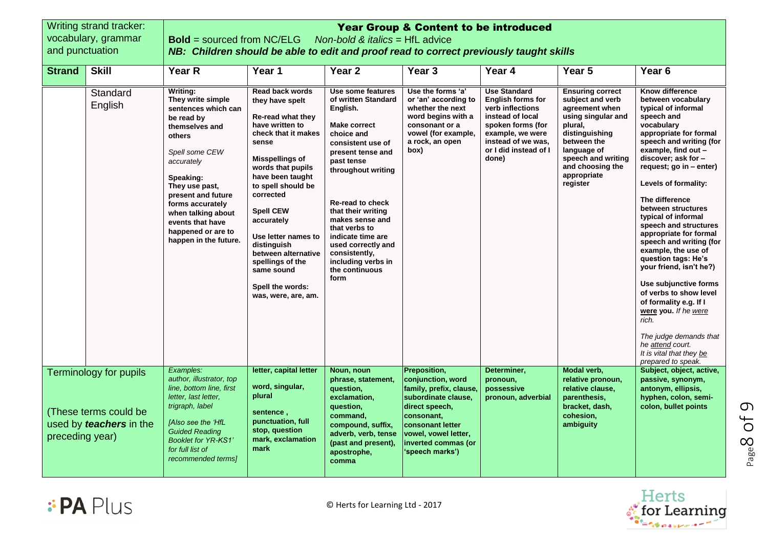| Writing strand tracker: vocabulary, grammar and punctuation | | **Year Group & Content to be introduced** **Bold** = sourced from NC/ELG *Non-bold & italics = HfL advice* ***NB: Children should be able to edit and proof read to correct previously taught skills*** | | | | | | |
|---|---|---|---|---|---|---|---|---|
| **Strand** | **Skill** | **Year R** | **Year 1** | **Year 2** | **Year 3** | **Year 4** | **Year 5** | **Year 6** |
| | Standard English | **Writing:** **They write simple sentences which can be read by themselves and others** *Spell some CEW accurately* **Speaking:** **They use past, present and future forms accurately when talking about events that have happened or are to happen in the future.** | **Read back words they have spelt** **Re-read what they have written to check that it makes sense** **Misspellings of words that pupils have been taught to spell should be corrected** **Spell CEW accurately** **Use letter names to distinguish between alternative spellings of the same sound** **Spell the words: was, were, are, am.** | **Use some features of written Standard English.** **Make correct choice and consistent use of present tense and past tense throughout writing** **Re-read to check that their writing makes sense and that verbs to indicate time are used correctly and consistently, including verbs in the continuous form** | **Use the forms 'a' or 'an' according to whether the next word begins with a consonant or a vowel (for example, a rock, an open box)** | **Use Standard English forms for verb inflections instead of local spoken forms (for example, we were instead of we was, or I did instead of I done)** | **Ensuring correct subject and verb agreement when using singular and plural, distinguishing between the language of speech and writing and choosing the appropriate register** | **Know difference between vocabulary typical of informal speech and vocabulary appropriate for formal speech and writing (for example, find out – discover; ask for – request; go in – enter)** **Levels of formality:** **The difference between structures typical of informal speech and structures appropriate for formal speech and writing (for example, the use of question tags: He's your friend, isn't he?)** **Use subjunctive forms of verbs to show level of formality e.g. If I <u>were</u> you.** *If he <u>were</u> rich.* *The judge demands that he <u>attend</u> court.* *It is vital that they <u>be</u> prepared to speak.* |
| Terminology for pupils (These terms could be used by ***teachers*** in the preceding year) | | *Examples: author, illustrator, top line, bottom line, first letter, last letter, trigraph, label* *[Also see the 'HfL Guided Reading Booklet for YR-KS1' for full list of recommended terms]* | **letter, capital letter** **word, singular, plural** **sentence , punctuation, full stop, question mark, exclamation mark** | **Noun, noun phrase, statement, question, exclamation, question, command, compound, suffix, adverb, verb, tense (past and present), apostrophe, comma** | **Preposition, conjunction, word family, prefix, clause, subordinate clause, direct speech, consonant, consonant letter vowel, vowel letter, inverted commas (or 'speech marks')** | **Determiner, pronoun, possessive pronoun, adverbial** | **Modal verb, relative pronoun, relative clause, parenthesis, bracket, dash, cohesion, ambiguity** | **Subject, object, active, passive, synonym, antonym, ellipsis, hyphen, colon, semi-colon, bullet points** |

© Herts for Learning Ltd - 2017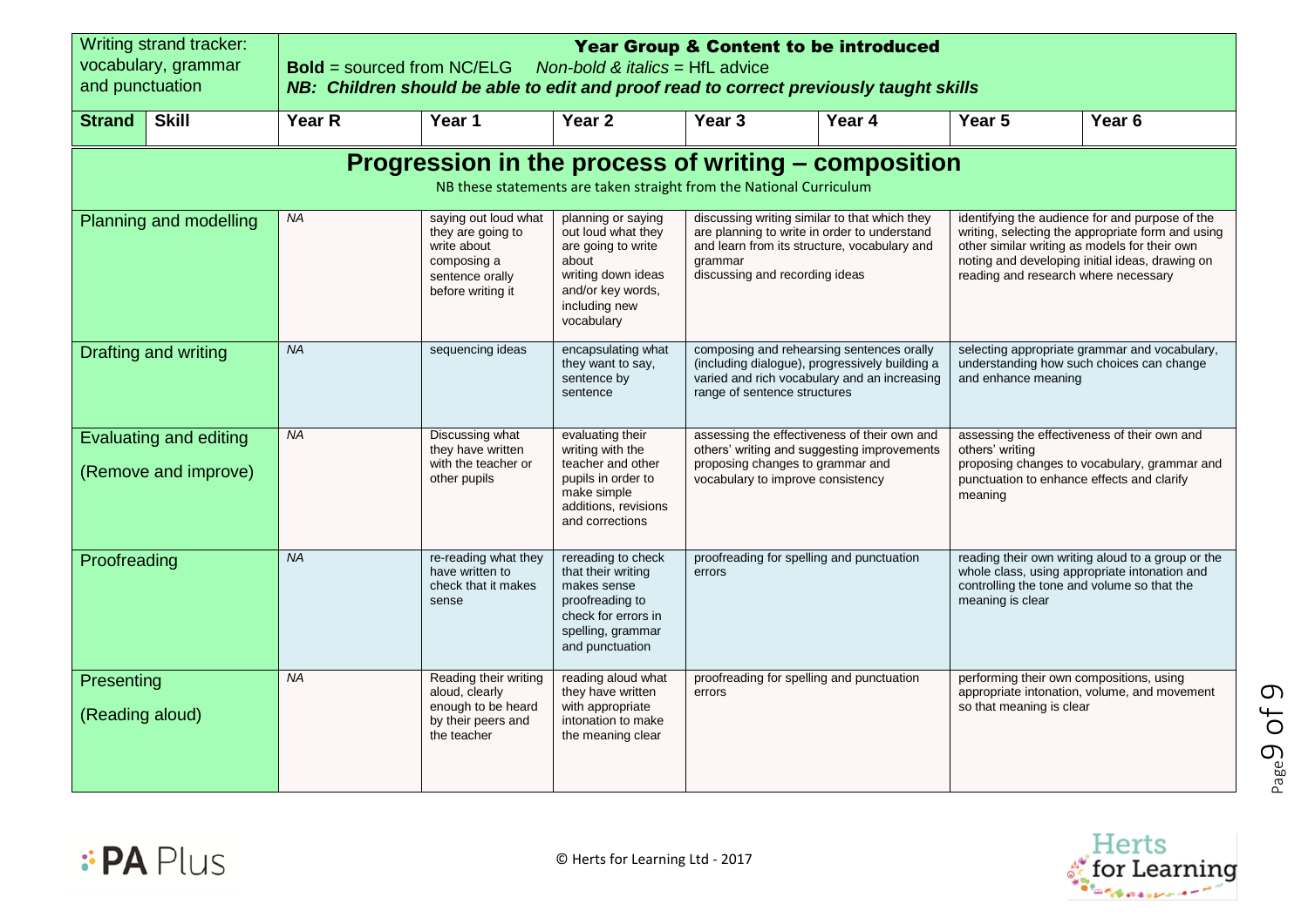| Writing strand tracker: vocabulary, grammar and punctuation | | **Year Group & Content to be introduced**<br>**Bold** = sourced from NC/ELG *Non-bold & italics* = HfL advice<br>***NB: Children should be able to edit and proof read to correct previously taught skills*** | | | | | | |
|---|---|---|---|---|---|---|---|---|
| **Strand** | **Skill** | **Year R** | **Year 1** | **Year 2** | **Year 3** | **Year 4** | **Year 5** | **Year 6** |
| **Progression in the process of writing – composition**<br>NB these statements are taken straight from the National Curriculum | | | | | | | | |
| Planning and modelling | | *NA* | saying out loud what they are going to write about<br>composing a sentence orally before writing it | planning or saying out loud what they are going to write about<br>writing down ideas and/or key words, including new vocabulary | discussing writing similar to that which they are planning to write in order to understand and learn from its structure, vocabulary and grammar<br>discussing and recording ideas | | identifying the audience for and purpose of the writing, selecting the appropriate form and using other similar writing as models for their own<br>noting and developing initial ideas, drawing on reading and research where necessary | |
| Drafting and writing | | *NA* | sequencing ideas | encapsulating what they want to say, sentence by sentence | composing and rehearsing sentences orally (including dialogue), progressively building a varied and rich vocabulary and an increasing range of sentence structures | | selecting appropriate grammar and vocabulary, understanding how such choices can change and enhance meaning | |
| Evaluating and editing<br>(Remove and improve) | | *NA* | Discussing what they have written with the teacher or other pupils | evaluating their writing with the teacher and other pupils in order to make simple additions, revisions and corrections | assessing the effectiveness of their own and others' writing and suggesting improvements<br>proposing changes to grammar and vocabulary to improve consistency | | assessing the effectiveness of their own and others' writing<br>proposing changes to vocabulary, grammar and punctuation to enhance effects and clarify meaning | |
| Proofreading | | *NA* | re-reading what they have written to check that it makes sense | rereading to check that their writing makes sense<br>proofreading to check for errors in spelling, grammar and punctuation | proofreading for spelling and punctuation errors | | reading their own writing aloud to a group or the whole class, using appropriate intonation and controlling the tone and volume so that the meaning is clear | |
| Presenting<br>(Reading aloud) | | *NA* | Reading their writing aloud, clearly enough to be heard by their peers and the teacher | reading aloud what they have written with appropriate intonation to make the meaning clear | proofreading for spelling and punctuation errors | | performing their own compositions, using appropriate intonation, volume, and movement so that meaning is clear | |

© Herts for Learning Ltd - 2017